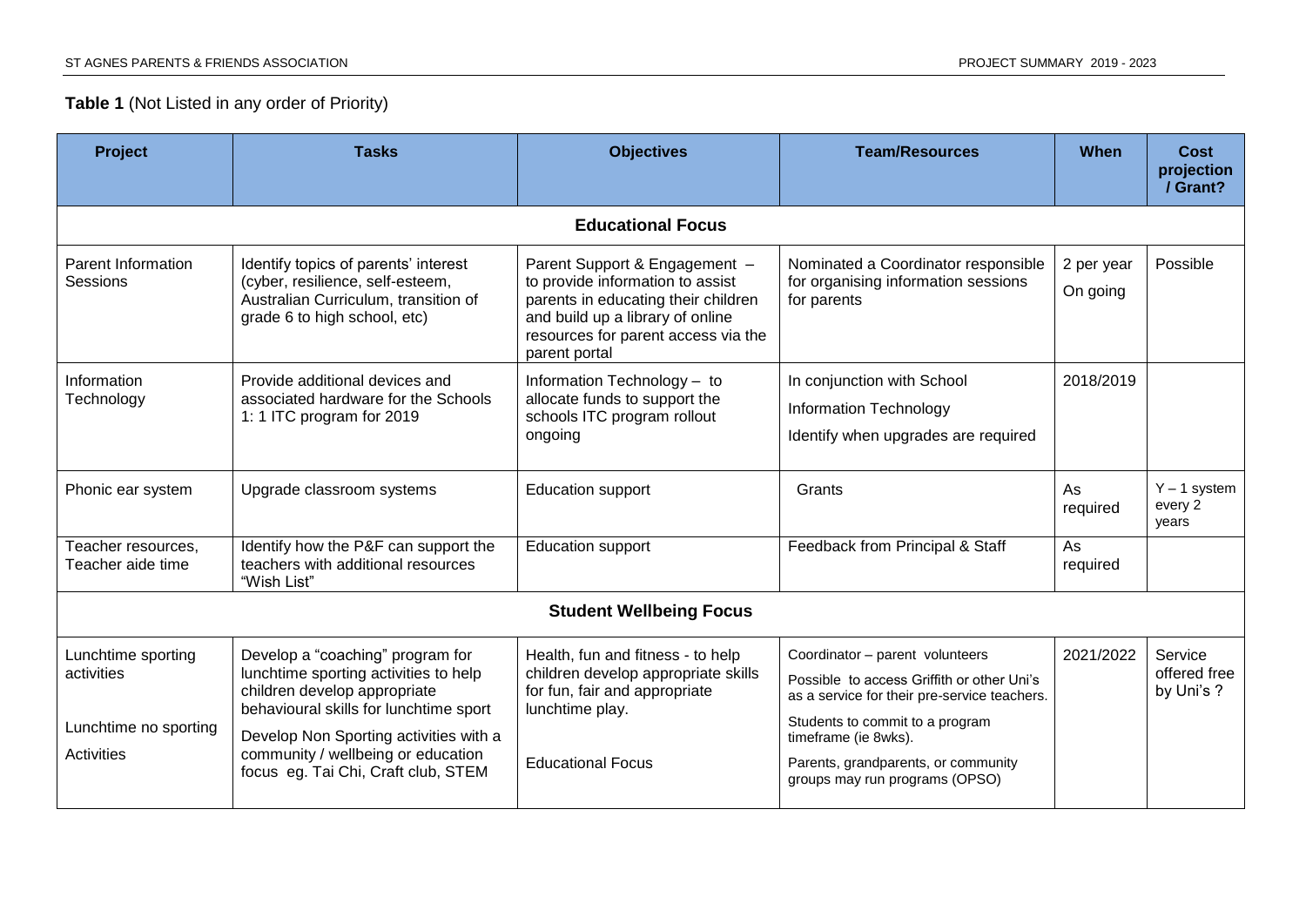**Table 1** (Not Listed in any order of Priority)

| Project | Tasks | Objectives | Team/Resources | When | Cost projection / Grant? |
|---|---|---|---|---|---|
| **Educational Focus** | | | | | |
| Parent Information Sessions | Identify topics of parents' interest (cyber, resilience, self-esteem, Australian Curriculum, transition of grade 6 to high school, etc) | Parent Support & Engagement – to provide information to assist parents in educating their children and build up a library of online resources for parent access via the parent portal | Nominated a Coordinator responsible for organising information sessions for parents | 2 per year On going | Possible |
| Information Technology | Provide additional devices and associated hardware for the Schools 1: 1 ITC program for 2019 | Information Technology – to allocate funds to support the schools ITC program rollout ongoing | In conjunction with School Information Technology Identify when upgrades are required | 2018/2019 | |
| Phonic ear system | Upgrade classroom systems | Education support | Grants | As required | Y – 1 system every 2 years |
| Teacher resources, Teacher aide time | Identify how the P&F can support the teachers with additional resources "Wish List" | Education support | Feedback from Principal & Staff | As required | |
| **Student Wellbeing Focus** | | | | | |
| Lunchtime sporting activities<br><br>Lunchtime no sporting Activities | Develop a "coaching" program for lunchtime sporting activities to help children develop appropriate behavioural skills for lunchtime sport<br><br>Develop Non Sporting activities with a community / wellbeing or education focus eg. Tai Chi, Craft club, STEM | Health, fun and fitness - to help children develop appropriate skills for fun, fair and appropriate lunchtime play.<br><br>Educational Focus | Coordinator – parent volunteers<br><br>Possible to access Griffith or other Uni's as a service for their pre-service teachers.<br><br>Students to commit to a program timeframe (ie 8wks).<br><br>Parents, grandparents, or community groups may run programs (OPSO) | 2021/2022 | Service offered free by Uni's ? |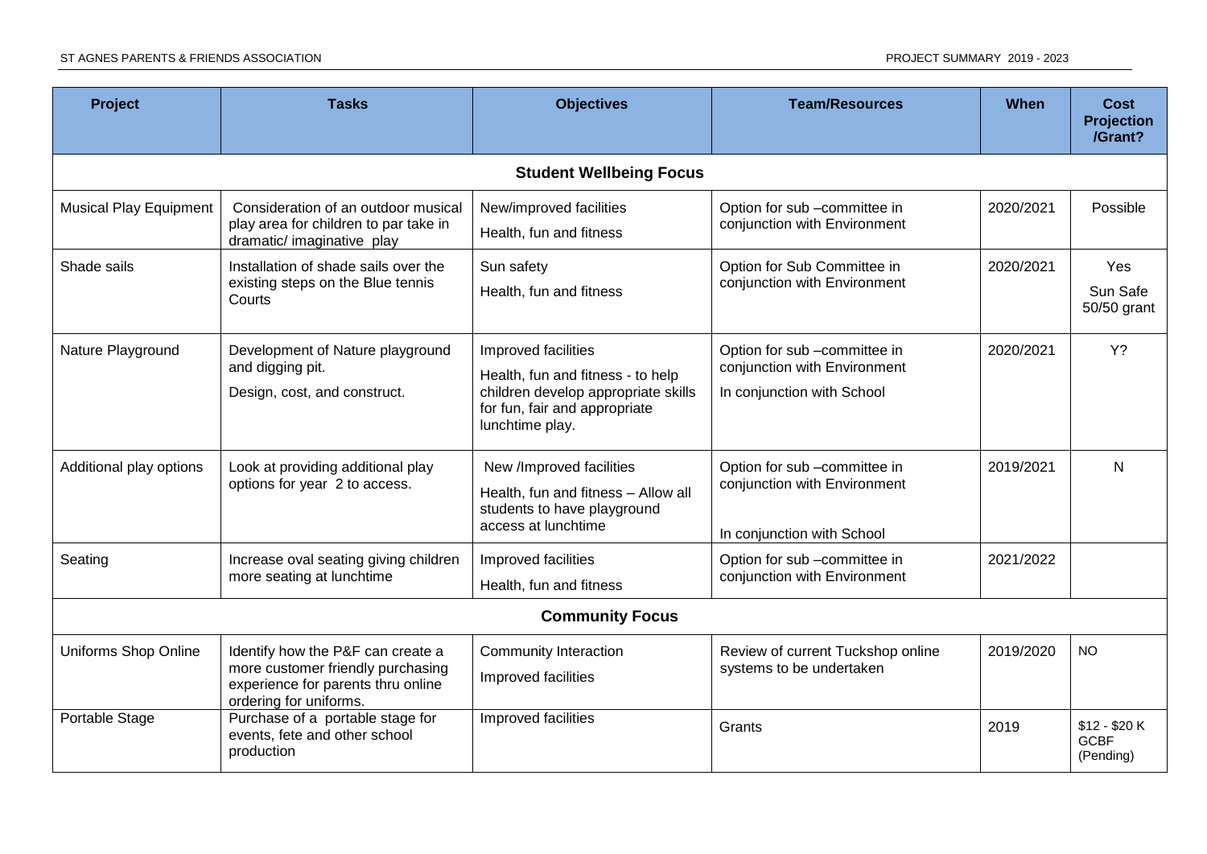| Project | Tasks | Objectives | Team/Resources | When | Cost Projection /Grant? |
|---|---|---|---|---|---|
| **Student Wellbeing Focus** | | | | | |
| Musical Play Equipment | Consideration of an outdoor musical play area for children to par take in dramatic/ imaginative play | New/improved facilities<br>Health, fun and fitness | Option for sub –committee in conjunction with Environment | 2020/2021 | Possible |
| Shade sails | Installation of shade sails over the existing steps on the Blue tennis Courts | Sun safety<br>Health, fun and fitness | Option for Sub Committee in conjunction with Environment | 2020/2021 | Yes<br>Sun Safe 50/50 grant |
| Nature Playground | Development of Nature playground and digging pit.<br>Design, cost, and construct. | Improved facilities<br>Health, fun and fitness - to help children develop appropriate skills for fun, fair and appropriate lunchtime play. | Option for sub –committee in conjunction with Environment<br>In conjunction with School | 2020/2021 | Y? |
| Additional play options | Look at providing additional play options for year 2 to access. | New /Improved facilities<br>Health, fun and fitness – Allow all students to have playground access at lunchtime | Option for sub –committee in conjunction with Environment<br>In conjunction with School | 2019/2021 | N |
| Seating | Increase oval seating giving children more seating at lunchtime | Improved facilities<br>Health, fun and fitness | Option for sub –committee in conjunction with Environment | 2021/2022 | |
| **Community Focus** | | | | | |
| Uniforms Shop Online | Identify how the P&F can create a more customer friendly purchasing experience for parents thru online ordering for uniforms. | Community Interaction<br>Improved facilities | Review of current Tuckshop online systems to be undertaken | 2019/2020 | NO |
| Portable Stage | Purchase of a portable stage for events, fete and other school production | Improved facilities | Grants | 2019 | $12 - $20 K GCBF (Pending) |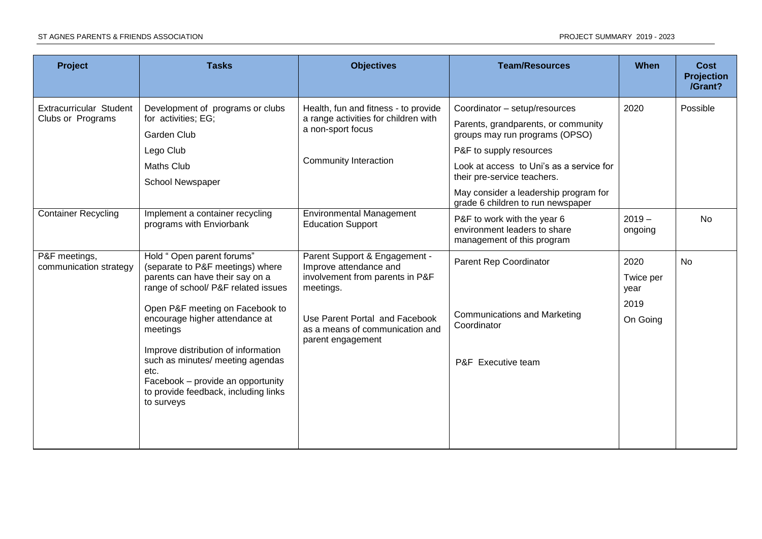| Project | Tasks | Objectives | Team/Resources | When | Cost Projection /Grant? |
|---|---|---|---|---|---|
| Extracurricular Student Clubs or Programs | Development of programs or clubs for activities; EG;<br>Garden Club<br>Lego Club<br>Maths Club<br>School Newspaper | Health, fun and fitness - to provide a range activities for children with a non-sport focus<br><br>Community Interaction | Coordinator – setup/resources<br>Parents, grandparents, or community groups may run programs (OPSO)<br>P&F to supply resources<br>Look at access to Uni's as a service for their pre-service teachers.<br>May consider a leadership program for grade 6 children to run newspaper | 2020 | Possible |
| Container Recycling | Implement a container recycling programs with Enviorbank | Environmental Management Education Support | P&F to work with the year 6 environment leaders to share management of this program | 2019 – ongoing | No |
| P&F meetings, communication strategy | Hold " Open parent forums" (separate to P&F meetings) where parents can have their say on a range of school/ P&F related issues<br><br>Open P&F meeting on Facebook to encourage higher attendance at meetings<br><br>Improve distribution of information such as minutes/ meeting agendas etc.<br>Facebook – provide an opportunity to provide feedback, including links to surveys | Parent Support & Engagement - Improve attendance and involvement from parents in P&F meetings.<br><br>Use Parent Portal and Facebook as a means of communication and parent engagement | Parent Rep Coordinator<br><br>Communications and Marketing Coordinator<br><br>P&F Executive team | 2020<br>Twice per year<br>2019<br>On Going | No |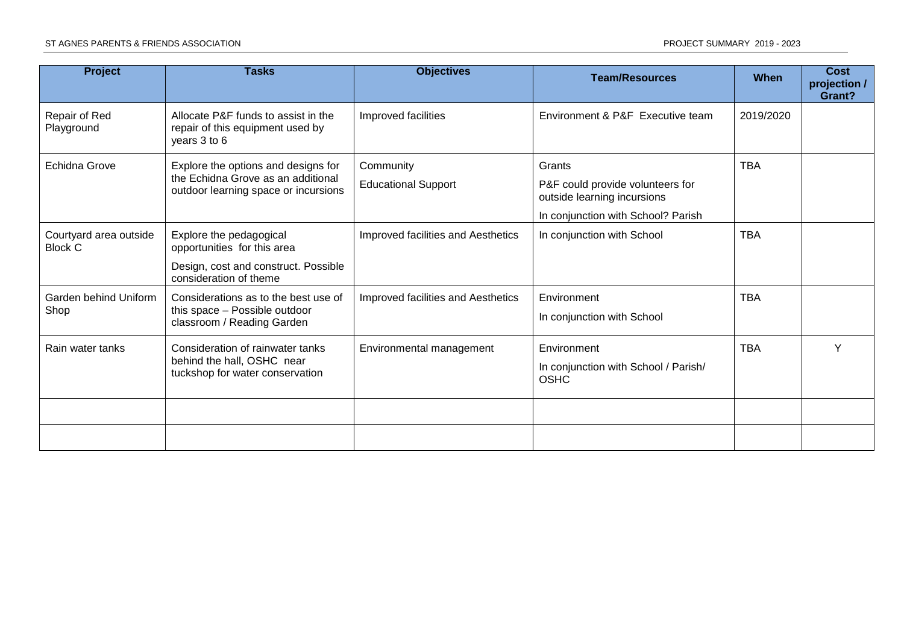| Project | Tasks | Objectives | Team/Resources | When | Cost projection / Grant? |
|---|---|---|---|---|---|
| Repair of Red Playground | Allocate P&F funds to assist in the repair of this equipment used by years 3 to 6 | Improved facilities | Environment & P&F Executive team | 2019/2020 | |
| Echidna Grove | Explore the options and designs for the Echidna Grove as an additional outdoor learning space or incursions | Community<br>Educational Support | Grants<br>P&F could provide volunteers for outside learning incursions<br>In conjunction with School? Parish | TBA | |
| Courtyard area outside Block C | Explore the pedagogical opportunities for this area<br>Design, cost and construct. Possible consideration of theme | Improved facilities and Aesthetics | In conjunction with School | TBA | |
| Garden behind Uniform Shop | Considerations as to the best use of this space – Possible outdoor classroom / Reading Garden | Improved facilities and Aesthetics | Environment<br>In conjunction with School | TBA | |
| Rain water tanks | Consideration of rainwater tanks behind the hall, OSHC near tuckshop for water conservation | Environmental management | Environment<br>In conjunction with School / Parish/ OSHC | TBA | Y |
| | | | | | |
| | | | | | |